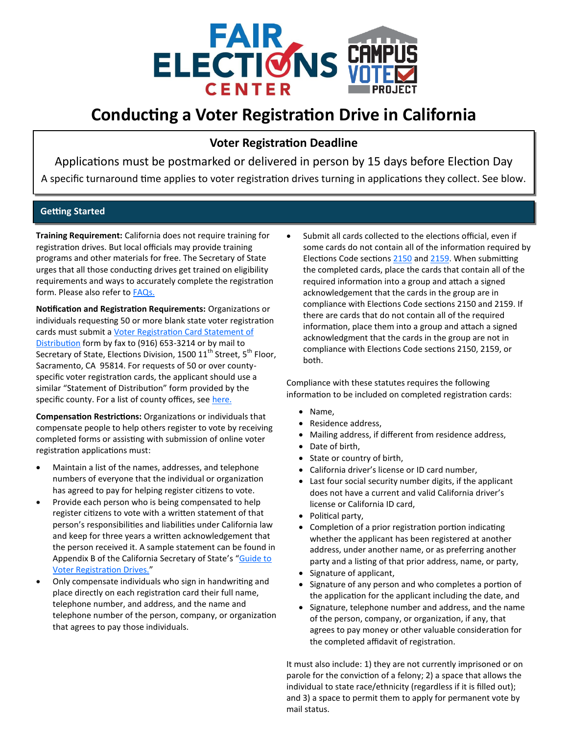# Conducting a Voter Registration Drive in California

## Voter Registration Deadline

Applications must be postmarked or delivered in person by 15 days before Election Day

A specific turnaround time applies to voter registration drives turning in applications they collect. See blow.

## Getting Started

**Training Requirement:** California does not require training for registration drives. But local officials may provide training programs and other materials for free. The Secretary of State urges that all those conducting drives get trained on eligibility requirements and ways to accurately complete the registration form. Please also refer to [FAQs.]()

**Notification and Registration Requirements:** Organizations or individuals requesting 50 or more blank state voter registration cards must submit a [Voter Registration Card Statement of Distribution]() form by fax to (916) 653-3214 or by mail to Secretary of State, Elections Division, 1500 11th Street, 5th Floor, Sacramento, CA 95814. For requests of 50 or over county-specific voter registration cards, the applicant should use a similar "Statement of Distribution" form provided by the specific county. For a list of county offices, see [here.]()

**Compensation Restrictions:** Organizations or individuals that compensate people to help others register to vote by receiving completed forms or assisting with submission of online voter registration applications must:

- Maintain a list of the names, addresses, and telephone numbers of everyone that the individual or organization has agreed to pay for helping register citizens to vote.
- Provide each person who is being compensated to help register citizens to vote with a written statement of that person's responsibilities and liabilities under California law and keep for three years a written acknowledgement that the person received it. A sample statement can be found in Appendix B of the California Secretary of State's "[Guide to Voter Registration Drives.]()"
- Only compensate individuals who sign in handwriting and place directly on each registration card their full name, telephone number, and address, and the name and telephone number of the person, company, or organization that agrees to pay those individuals.
- Submit all cards collected to the elections official, even if some cards do not contain all of the information required by Elections Code sections [2150]() and [2159](). When submitting the completed cards, place the cards that contain all of the required information into a group and attach a signed acknowledgement that the cards in the group are in compliance with Elections Code sections 2150 and 2159. If there are cards that do not contain all of the required information, place them into a group and attach a signed acknowledgment that the cards in the group are not in compliance with Elections Code sections 2150, 2159, or both.

Compliance with these statutes requires the following information to be included on completed registration cards:

- Name,
- Residence address,
- Mailing address, if different from residence address,
- Date of birth,
- State or country of birth,
- California driver's license or ID card number,
- Last four social security number digits, if the applicant does not have a current and valid California driver's license or California ID card,
- Political party,
- Completion of a prior registration portion indicating whether the applicant has been registered at another address, under another name, or as preferring another party and a listing of that prior address, name, or party,
- Signature of applicant,
- Signature of any person and who completes a portion of the application for the applicant including the date, and
- Signature, telephone number and address, and the name of the person, company, or organization, if any, that agrees to pay money or other valuable consideration for the completed affidavit of registration.

It must also include: 1) they are not currently imprisoned or on parole for the conviction of a felony; 2) a space that allows the individual to state race/ethnicity (regardless if it is filled out); and 3) a space to permit them to apply for permanent vote by mail status.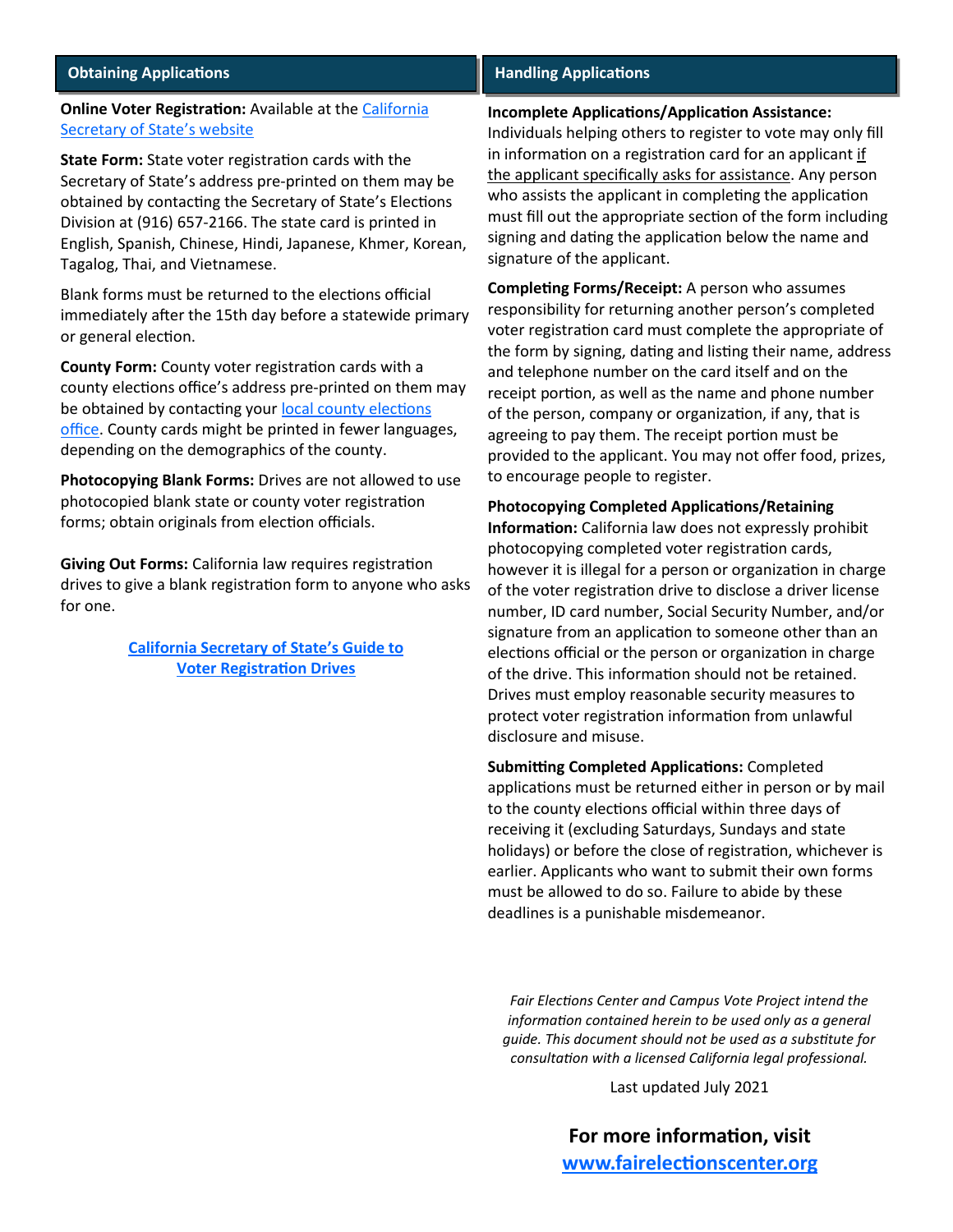## Obtaining Applications

**Online Voter Registration:** Available at the California Secretary of State's website

**State Form:** State voter registration cards with the Secretary of State's address pre-printed on them may be obtained by contacting the Secretary of State's Elections Division at (916) 657-2166. The state card is printed in English, Spanish, Chinese, Hindi, Japanese, Khmer, Korean, Tagalog, Thai, and Vietnamese.

Blank forms must be returned to the elections official immediately after the 15th day before a statewide primary or general election.

**County Form:** County voter registration cards with a county elections office's address pre-printed on them may be obtained by contacting your local county elections office. County cards might be printed in fewer languages, depending on the demographics of the county.

**Photocopying Blank Forms:** Drives are not allowed to use photocopied blank state or county voter registration forms; obtain originals from election officials.

**Giving Out Forms:** California law requires registration drives to give a blank registration form to anyone who asks for one.

**California Secretary of State's Guide to Voter Registration Drives**

## Handling Applications

**Incomplete Applications/Application Assistance:** Individuals helping others to register to vote may only fill in information on a registration card for an applicant if the applicant specifically asks for assistance. Any person who assists the applicant in completing the application must fill out the appropriate section of the form including signing and dating the application below the name and signature of the applicant.

**Completing Forms/Receipt:** A person who assumes responsibility for returning another person's completed voter registration card must complete the appropriate of the form by signing, dating and listing their name, address and telephone number on the card itself and on the receipt portion, as well as the name and phone number of the person, company or organization, if any, that is agreeing to pay them. The receipt portion must be provided to the applicant. You may not offer food, prizes, to encourage people to register.

**Photocopying Completed Applications/Retaining Information:** California law does not expressly prohibit photocopying completed voter registration cards, however it is illegal for a person or organization in charge of the voter registration drive to disclose a driver license number, ID card number, Social Security Number, and/or signature from an application to someone other than an elections official or the person or organization in charge of the drive. This information should not be retained. Drives must employ reasonable security measures to protect voter registration information from unlawful disclosure and misuse.

**Submitting Completed Applications:** Completed applications must be returned either in person or by mail to the county elections official within three days of receiving it (excluding Saturdays, Sundays and state holidays) or before the close of registration, whichever is earlier. Applicants who want to submit their own forms must be allowed to do so. Failure to abide by these deadlines is a punishable misdemeanor.

*Fair Elections Center and Campus Vote Project intend the information contained herein to be used only as a general guide. This document should not be used as a substitute for consultation with a licensed California legal professional.*

Last updated July 2021

**For more information, visit www.fairelectionscenter.org**